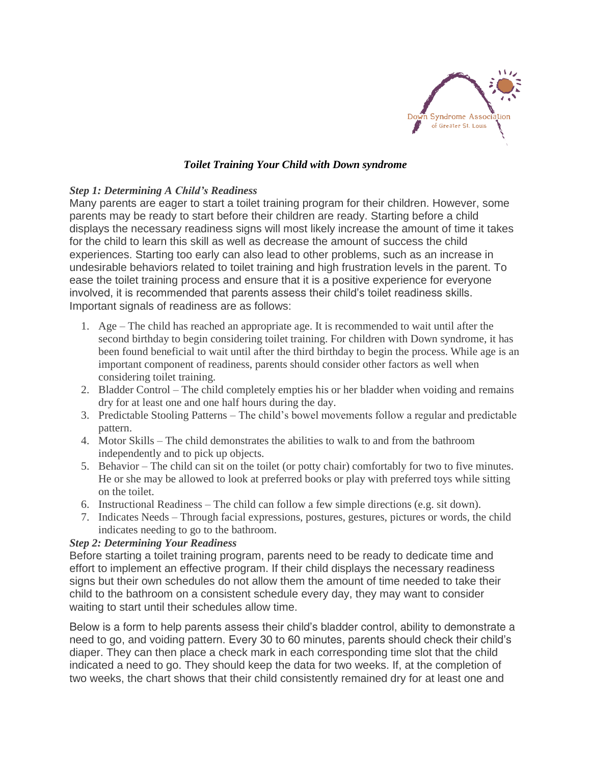Down Syndrome Association of Greater St. Louis

# *Toilet Training Your Child with Down syndrome*

### *Step 1: Determining A Child's Readiness*

Many parents are eager to start a toilet training program for their children. However, some parents may be ready to start before their children are ready. Starting before a child displays the necessary readiness signs will most likely increase the amount of time it takes for the child to learn this skill as well as decrease the amount of success the child experiences. Starting too early can also lead to other problems, such as an increase in undesirable behaviors related to toilet training and high frustration levels in the parent. To ease the toilet training process and ensure that it is a positive experience for everyone involved, it is recommended that parents assess their child's toilet readiness skills. Important signals of readiness are as follows:

1. Age – The child has reached an appropriate age. It is recommended to wait until after the second birthday to begin considering toilet training. For children with Down syndrome, it has been found beneficial to wait until after the third birthday to begin the process. While age is an important component of readiness, parents should consider other factors as well when considering toilet training.
2. Bladder Control – The child completely empties his or her bladder when voiding and remains dry for at least one and one half hours during the day.
3. Predictable Stooling Patterns – The child's bowel movements follow a regular and predictable pattern.
4. Motor Skills – The child demonstrates the abilities to walk to and from the bathroom independently and to pick up objects.
5. Behavior – The child can sit on the toilet (or potty chair) comfortably for two to five minutes. He or she may be allowed to look at preferred books or play with preferred toys while sitting on the toilet.
6. Instructional Readiness – The child can follow a few simple directions (e.g. sit down).
7. Indicates Needs – Through facial expressions, postures, gestures, pictures or words, the child indicates needing to go to the bathroom.

### *Step 2: Determining Your Readiness*

Before starting a toilet training program, parents need to be ready to dedicate time and effort to implement an effective program. If their child displays the necessary readiness signs but their own schedules do not allow them the amount of time needed to take their child to the bathroom on a consistent schedule every day, they may want to consider waiting to start until their schedules allow time.

Below is a form to help parents assess their child's bladder control, ability to demonstrate a need to go, and voiding pattern. Every 30 to 60 minutes, parents should check their child's diaper. They can then place a check mark in each corresponding time slot that the child indicated a need to go. They should keep the data for two weeks. If, at the completion of two weeks, the chart shows that their child consistently remained dry for at least one and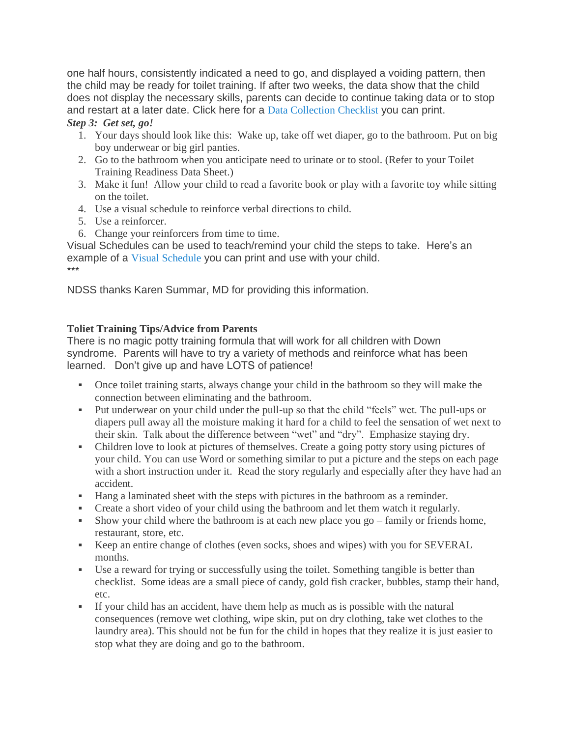one half hours, consistently indicated a need to go, and displayed a voiding pattern, then the child may be ready for toilet training. If after two weeks, the data show that the child does not display the necessary skills, parents can decide to continue taking data or to stop and restart at a later date. Click here for a Data Collection Checklist you can print.

***Step 3: Get set, go!***

1. Your days should look like this: Wake up, take off wet diaper, go to the bathroom. Put on big boy underwear or big girl panties.
2. Go to the bathroom when you anticipate need to urinate or to stool. (Refer to your Toilet Training Readiness Data Sheet.)
3. Make it fun! Allow your child to read a favorite book or play with a favorite toy while sitting on the toilet.
4. Use a visual schedule to reinforce verbal directions to child.
5. Use a reinforcer.
6. Change your reinforcers from time to time.

Visual Schedules can be used to teach/remind your child the steps to take. Here's an example of a Visual Schedule you can print and use with your child.

***

NDSS thanks Karen Summar, MD for providing this information.

**Toliet Training Tips/Advice from Parents**

There is no magic potty training formula that will work for all children with Down syndrome. Parents will have to try a variety of methods and reinforce what has been learned. Don't give up and have LOTS of patience!

- Once toilet training starts, always change your child in the bathroom so they will make the connection between eliminating and the bathroom.
- Put underwear on your child under the pull-up so that the child "feels" wet. The pull-ups or diapers pull away all the moisture making it hard for a child to feel the sensation of wet next to their skin. Talk about the difference between "wet" and "dry". Emphasize staying dry.
- Children love to look at pictures of themselves. Create a going potty story using pictures of your child. You can use Word or something similar to put a picture and the steps on each page with a short instruction under it. Read the story regularly and especially after they have had an accident.
- Hang a laminated sheet with the steps with pictures in the bathroom as a reminder.
- Create a short video of your child using the bathroom and let them watch it regularly.
- Show your child where the bathroom is at each new place you go – family or friends home, restaurant, store, etc.
- Keep an entire change of clothes (even socks, shoes and wipes) with you for SEVERAL months.
- Use a reward for trying or successfully using the toilet. Something tangible is better than checklist. Some ideas are a small piece of candy, gold fish cracker, bubbles, stamp their hand, etc.
- If your child has an accident, have them help as much as is possible with the natural consequences (remove wet clothing, wipe skin, put on dry clothing, take wet clothes to the laundry area). This should not be fun for the child in hopes that they realize it is just easier to stop what they are doing and go to the bathroom.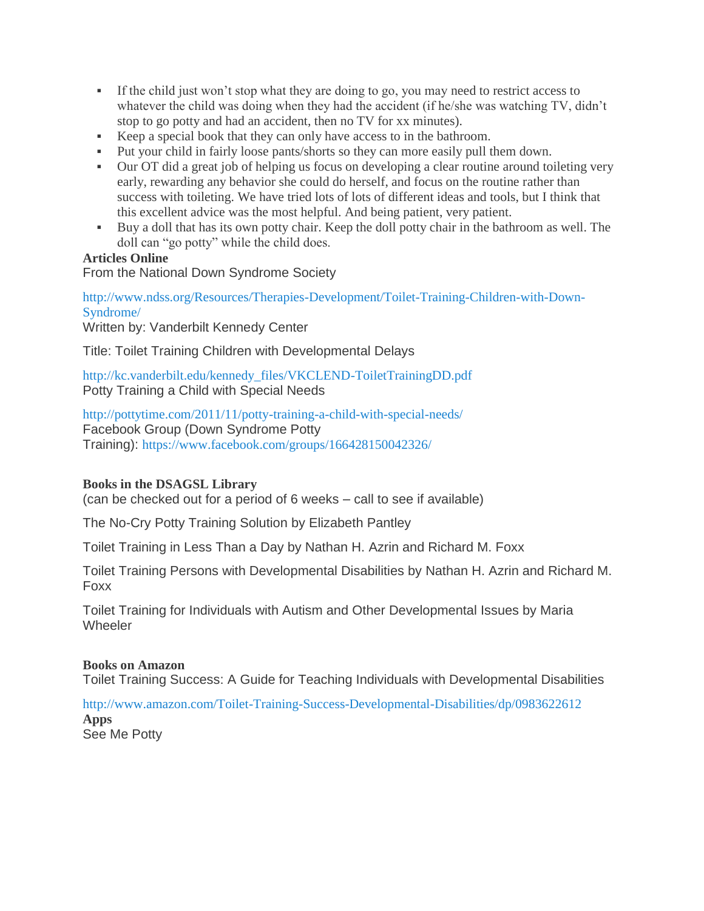- If the child just won't stop what they are doing to go, you may need to restrict access to whatever the child was doing when they had the accident (if he/she was watching TV, didn't stop to go potty and had an accident, then no TV for xx minutes).
- Keep a special book that they can only have access to in the bathroom.
- Put your child in fairly loose pants/shorts so they can more easily pull them down.
- Our OT did a great job of helping us focus on developing a clear routine around toileting very early, rewarding any behavior she could do herself, and focus on the routine rather than success with toileting. We have tried lots of lots of different ideas and tools, but I think that this excellent advice was the most helpful. And being patient, very patient.
- Buy a doll that has its own potty chair. Keep the doll potty chair in the bathroom as well. The doll can "go potty" while the child does.

**Articles Online**

From the National Down Syndrome Society

http://www.ndss.org/Resources/Therapies-Development/Toilet-Training-Children-with-Down-Syndrome/

Written by: Vanderbilt Kennedy Center

Title: Toilet Training Children with Developmental Delays

http://kc.vanderbilt.edu/kennedy_files/VKCLEND-ToiletTrainingDD.pdf

Potty Training a Child with Special Needs

http://pottytime.com/2011/11/potty-training-a-child-with-special-needs/

Facebook Group (Down Syndrome Potty Training): https://www.facebook.com/groups/166428150042326/

**Books in the DSAGSL Library**

(can be checked out for a period of 6 weeks – call to see if available)

The No-Cry Potty Training Solution by Elizabeth Pantley

Toilet Training in Less Than a Day by Nathan H. Azrin and Richard M. Foxx

Toilet Training Persons with Developmental Disabilities by Nathan H. Azrin and Richard M. Foxx

Toilet Training for Individuals with Autism and Other Developmental Issues by Maria Wheeler

**Books on Amazon**

Toilet Training Success: A Guide for Teaching Individuals with Developmental Disabilities

http://www.amazon.com/Toilet-Training-Success-Developmental-Disabilities/dp/0983622612

**Apps**

See Me Potty